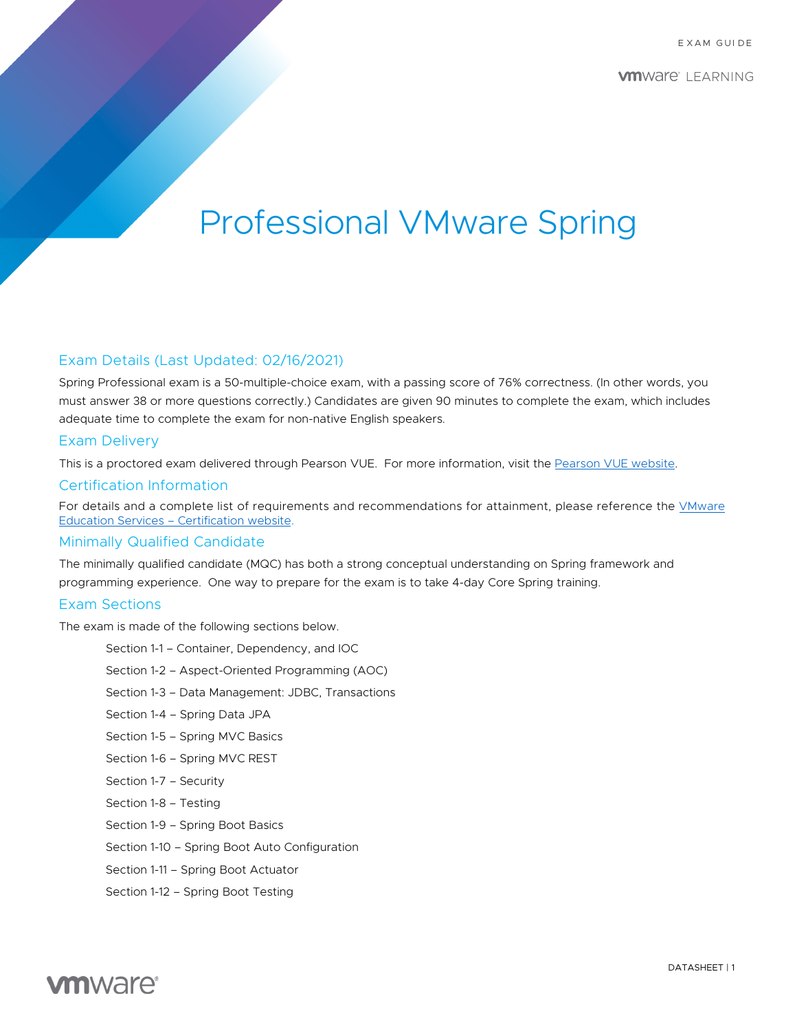# Professional VMware Spring

## Exam Details (Last Updated: 02/16/2021)

Spring Professional exam is a 50-multiple-choice exam, with a passing score of 76% correctness. (In other words, you must answer 38 or more questions correctly.) Candidates are given 90 minutes to complete the exam, which includes adequate time to complete the exam for non-native English speakers.

## Exam Delivery

This is a proctored exam delivered through Pearson VUE. For more information, visit the [Pearson VUE website](#).

## Certification Information

For details and a complete list of requirements and recommendations for attainment, please reference the [VMware Education Services – Certification website](#).

## Minimally Qualified Candidate

The minimally qualified candidate (MQC) has both a strong conceptual understanding on Spring framework and programming experience. One way to prepare for the exam is to take 4-day Core Spring training.

## Exam Sections

The exam is made of the following sections below.

- Section 1-1 – Container, Dependency, and IOC
- Section 1-2 – Aspect-Oriented Programming (AOC)
- Section 1-3 – Data Management: JDBC, Transactions
- Section 1-4 – Spring Data JPA
- Section 1-5 – Spring MVC Basics
- Section 1-6 – Spring MVC REST
- Section 1-7 – Security
- Section 1-8 – Testing
- Section 1-9 – Spring Boot Basics
- Section 1-10 – Spring Boot Auto Configuration
- Section 1-11 – Spring Boot Actuator
- Section 1-12 – Spring Boot Testing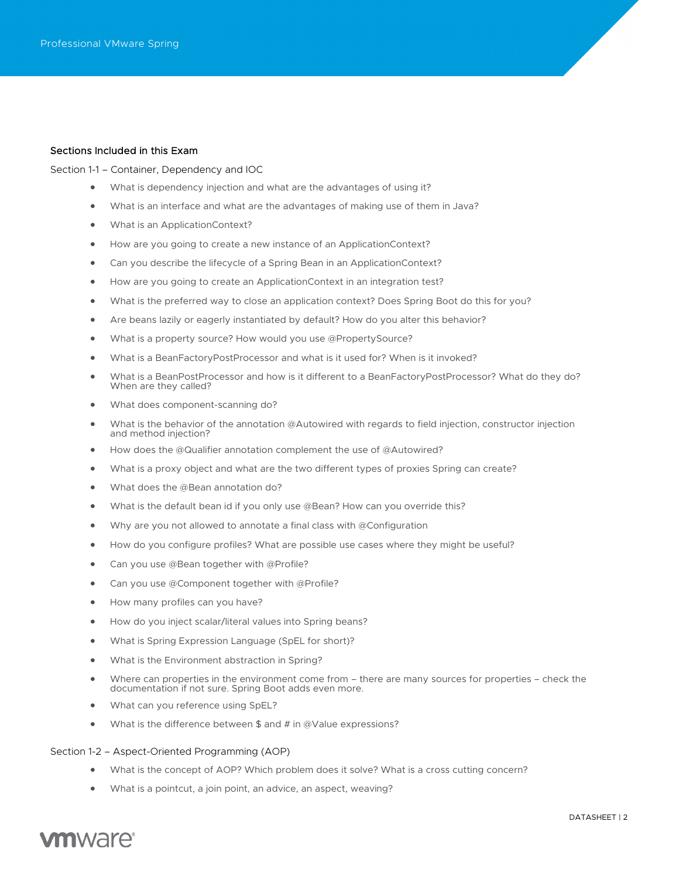## Sections Included in this Exam

### Section 1-1 – Container, Dependency and IOC

- What is dependency injection and what are the advantages of using it?
- What is an interface and what are the advantages of making use of them in Java?
- What is an ApplicationContext?
- How are you going to create a new instance of an ApplicationContext?
- Can you describe the lifecycle of a Spring Bean in an ApplicationContext?
- How are you going to create an ApplicationContext in an integration test?
- What is the preferred way to close an application context? Does Spring Boot do this for you?
- Are beans lazily or eagerly instantiated by default? How do you alter this behavior?
- What is a property source? How would you use @PropertySource?
- What is a BeanFactoryPostProcessor and what is it used for? When is it invoked?
- What is a BeanPostProcessor and how is it different to a BeanFactoryPostProcessor? What do they do? When are they called?
- What does component-scanning do?
- What is the behavior of the annotation @Autowired with regards to field injection, constructor injection and method injection?
- How does the @Qualifier annotation complement the use of @Autowired?
- What is a proxy object and what are the two different types of proxies Spring can create?
- What does the @Bean annotation do?
- What is the default bean id if you only use @Bean? How can you override this?
- Why are you not allowed to annotate a final class with @Configuration
- How do you configure profiles? What are possible use cases where they might be useful?
- Can you use @Bean together with @Profile?
- Can you use @Component together with @Profile?
- How many profiles can you have?
- How do you inject scalar/literal values into Spring beans?
- What is Spring Expression Language (SpEL for short)?
- What is the Environment abstraction in Spring?
- Where can properties in the environment come from – there are many sources for properties – check the documentation if not sure. Spring Boot adds even more.
- What can you reference using SpEL?
- What is the difference between $ and # in @Value expressions?

### Section 1-2 – Aspect-Oriented Programming (AOP)

- What is the concept of AOP? Which problem does it solve? What is a cross cutting concern?
- What is a pointcut, a join point, an advice, an aspect, weaving?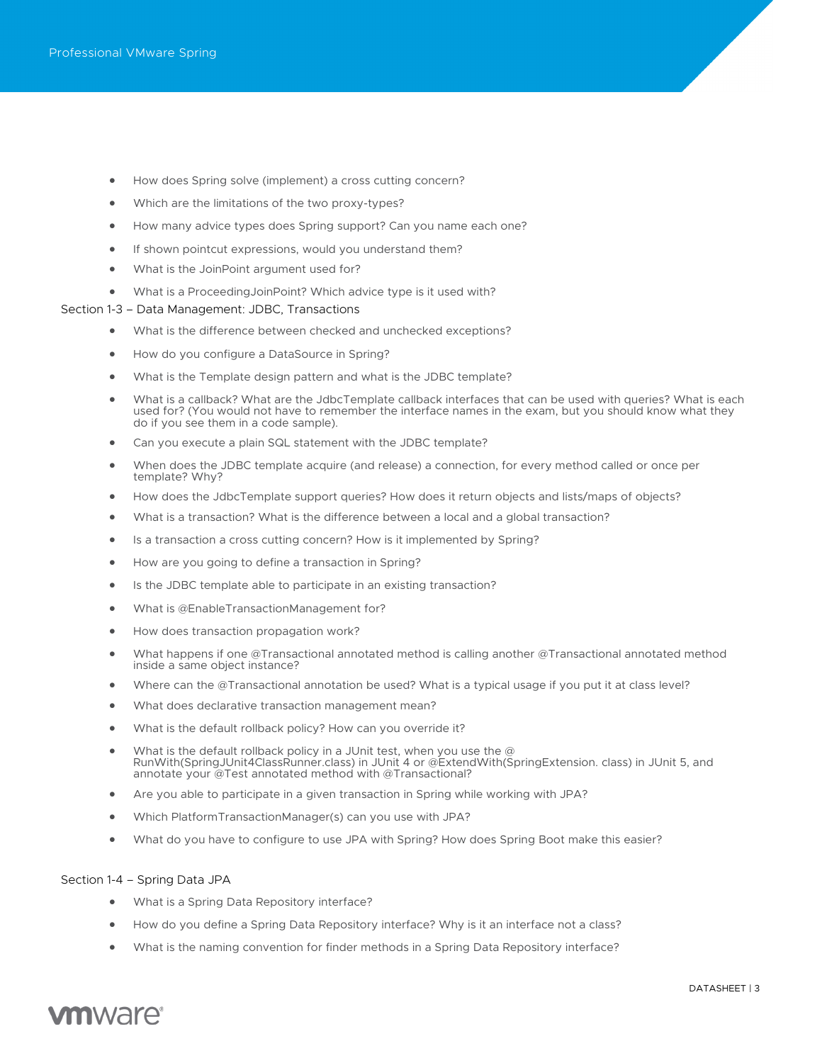- How does Spring solve (implement) a cross cutting concern?
- Which are the limitations of the two proxy-types?
- How many advice types does Spring support? Can you name each one?
- If shown pointcut expressions, would you understand them?
- What is the JoinPoint argument used for?
- What is a ProceedingJoinPoint? Which advice type is it used with?

## Section 1-3 – Data Management: JDBC, Transactions

- What is the difference between checked and unchecked exceptions?
- How do you configure a DataSource in Spring?
- What is the Template design pattern and what is the JDBC template?
- What is a callback? What are the JdbcTemplate callback interfaces that can be used with queries? What is each used for? (You would not have to remember the interface names in the exam, but you should know what they do if you see them in a code sample).
- Can you execute a plain SQL statement with the JDBC template?
- When does the JDBC template acquire (and release) a connection, for every method called or once per template? Why?
- How does the JdbcTemplate support queries? How does it return objects and lists/maps of objects?
- What is a transaction? What is the difference between a local and a global transaction?
- Is a transaction a cross cutting concern? How is it implemented by Spring?
- How are you going to define a transaction in Spring?
- Is the JDBC template able to participate in an existing transaction?
- What is @EnableTransactionManagement for?
- How does transaction propagation work?
- What happens if one @Transactional annotated method is calling another @Transactional annotated method inside a same object instance?
- Where can the @Transactional annotation be used? What is a typical usage if you put it at class level?
- What does declarative transaction management mean?
- What is the default rollback policy? How can you override it?
- What is the default rollback policy in a JUnit test, when you use the @ RunWith(SpringJUnit4ClassRunner.class) in JUnit 4 or @ExtendWith(SpringExtension. class) in JUnit 5, and annotate your @Test annotated method with @Transactional?
- Are you able to participate in a given transaction in Spring while working with JPA?
- Which PlatformTransactionManager(s) can you use with JPA?
- What do you have to configure to use JPA with Spring? How does Spring Boot make this easier?

## Section 1-4 – Spring Data JPA

- What is a Spring Data Repository interface?
- How do you define a Spring Data Repository interface? Why is it an interface not a class?
- What is the naming convention for finder methods in a Spring Data Repository interface?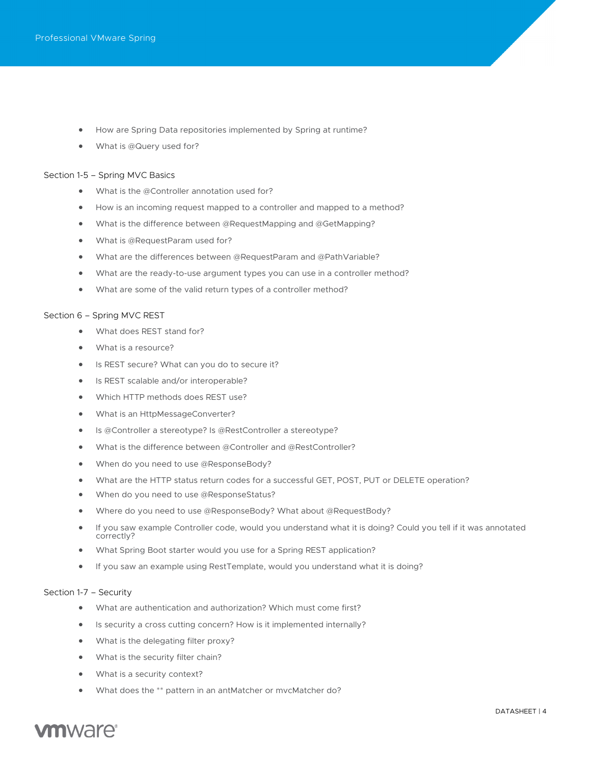- How are Spring Data repositories implemented by Spring at runtime?
- What is @Query used for?

Section 1-5 – Spring MVC Basics

- What is the @Controller annotation used for?
- How is an incoming request mapped to a controller and mapped to a method?
- What is the difference between @RequestMapping and @GetMapping?
- What is @RequestParam used for?
- What are the differences between @RequestParam and @PathVariable?
- What are the ready-to-use argument types you can use in a controller method?
- What are some of the valid return types of a controller method?

Section 6 – Spring MVC REST

- What does REST stand for?
- What is a resource?
- Is REST secure? What can you do to secure it?
- Is REST scalable and/or interoperable?
- Which HTTP methods does REST use?
- What is an HttpMessageConverter?
- Is @Controller a stereotype? Is @RestController a stereotype?
- What is the difference between @Controller and @RestController?
- When do you need to use @ResponseBody?
- What are the HTTP status return codes for a successful GET, POST, PUT or DELETE operation?
- When do you need to use @ResponseStatus?
- Where do you need to use @ResponseBody? What about @RequestBody?
- If you saw example Controller code, would you understand what it is doing? Could you tell if it was annotated correctly?
- What Spring Boot starter would you use for a Spring REST application?
- If you saw an example using RestTemplate, would you understand what it is doing?

Section 1-7 – Security

- What are authentication and authorization? Which must come first?
- Is security a cross cutting concern? How is it implemented internally?
- What is the delegating filter proxy?
- What is the security filter chain?
- What is a security context?
- What does the ** pattern in an antMatcher or mvcMatcher do?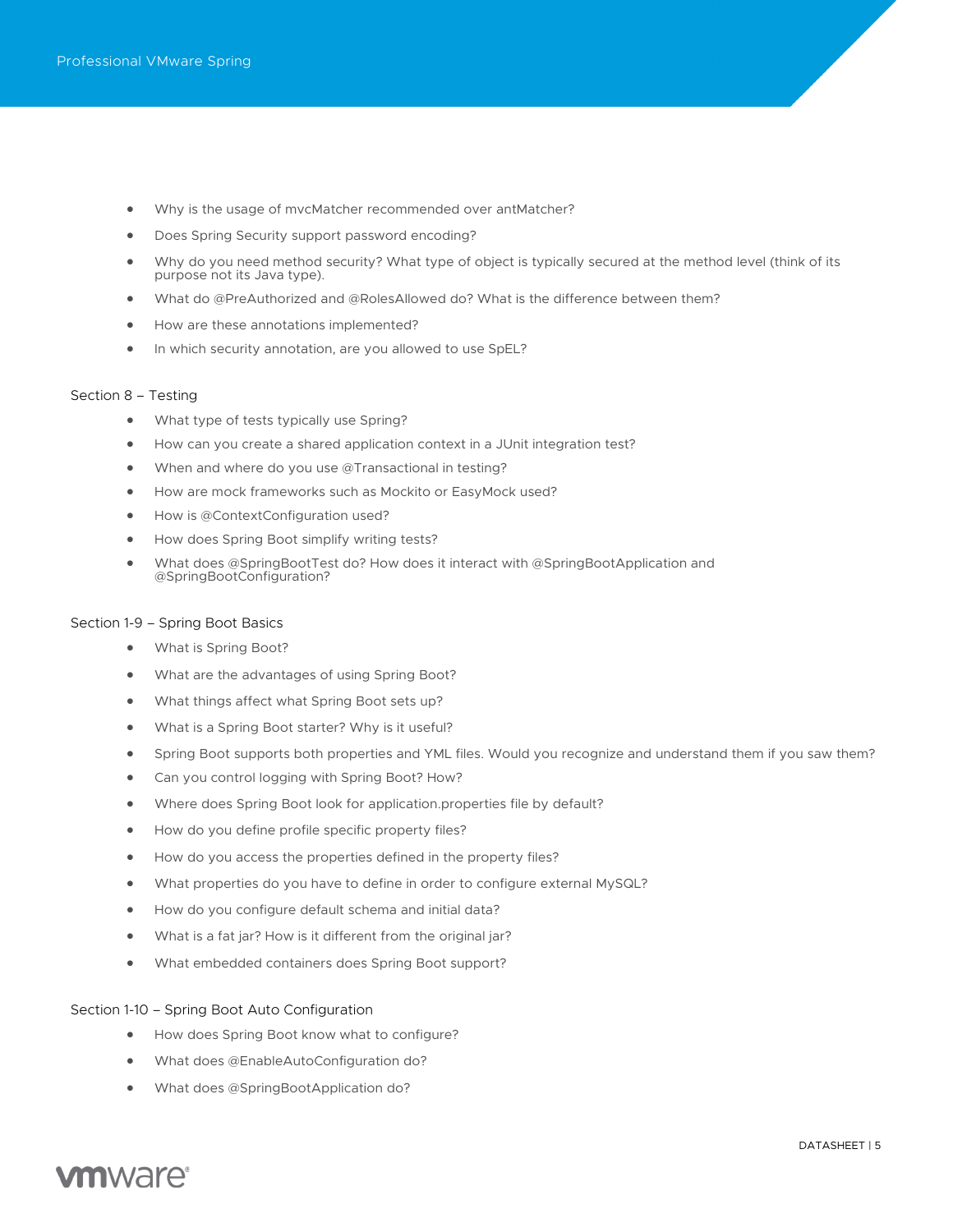- Why is the usage of mvcMatcher recommended over antMatcher?
- Does Spring Security support password encoding?
- Why do you need method security? What type of object is typically secured at the method level (think of its purpose not its Java type).
- What do @PreAuthorized and @RolesAllowed do? What is the difference between them?
- How are these annotations implemented?
- In which security annotation, are you allowed to use SpEL?

## Section 8 – Testing

- What type of tests typically use Spring?
- How can you create a shared application context in a JUnit integration test?
- When and where do you use @Transactional in testing?
- How are mock frameworks such as Mockito or EasyMock used?
- How is @ContextConfiguration used?
- How does Spring Boot simplify writing tests?
- What does @SpringBootTest do? How does it interact with @SpringBootApplication and @SpringBootConfiguration?

## Section 1-9 – Spring Boot Basics

- What is Spring Boot?
- What are the advantages of using Spring Boot?
- What things affect what Spring Boot sets up?
- What is a Spring Boot starter? Why is it useful?
- Spring Boot supports both properties and YML files. Would you recognize and understand them if you saw them?
- Can you control logging with Spring Boot? How?
- Where does Spring Boot look for application.properties file by default?
- How do you define profile specific property files?
- How do you access the properties defined in the property files?
- What properties do you have to define in order to configure external MySQL?
- How do you configure default schema and initial data?
- What is a fat jar? How is it different from the original jar?
- What embedded containers does Spring Boot support?

## Section 1-10 – Spring Boot Auto Configuration

- How does Spring Boot know what to configure?
- What does @EnableAutoConfiguration do?
- What does @SpringBootApplication do?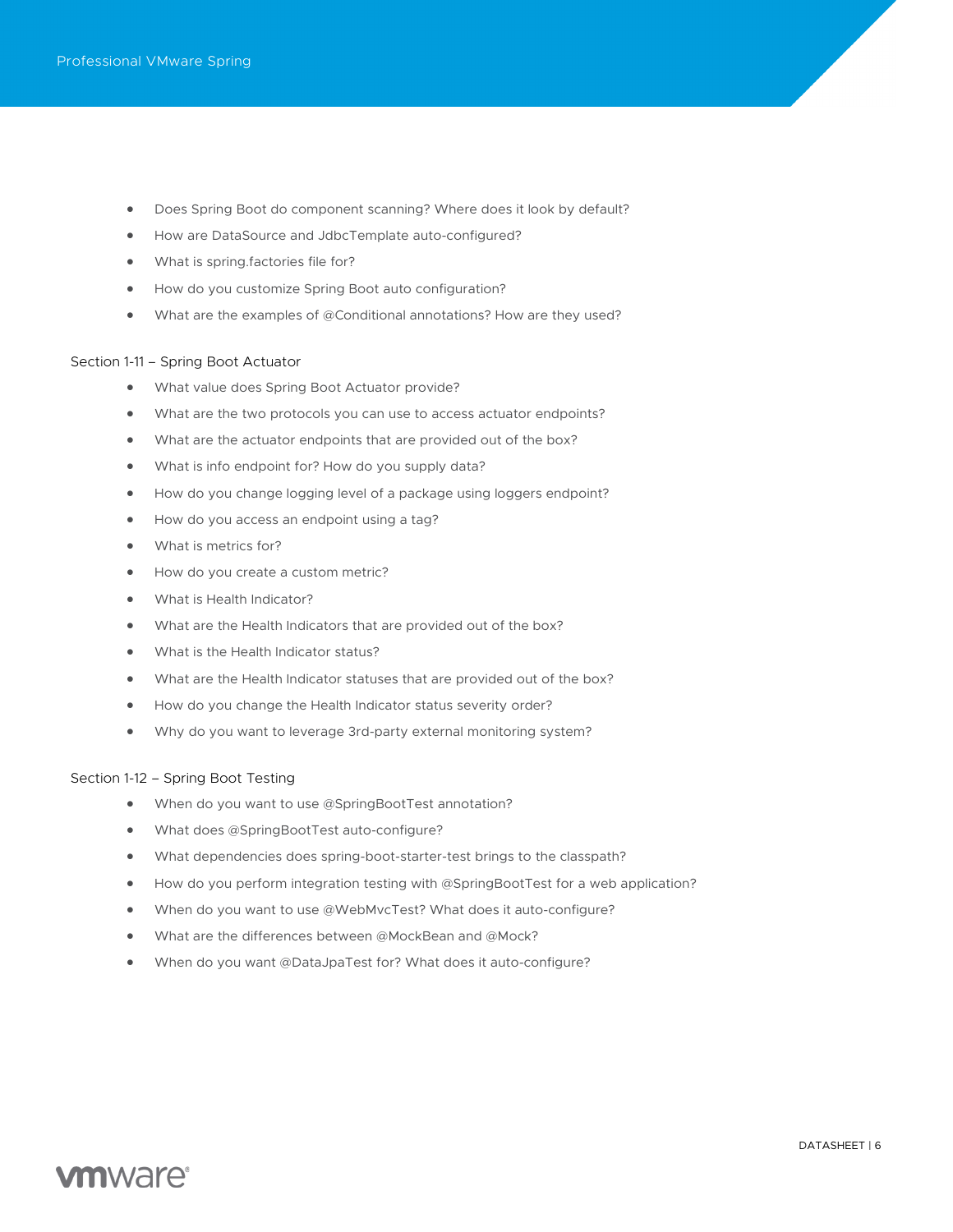- Does Spring Boot do component scanning? Where does it look by default?
- How are DataSource and JdbcTemplate auto-configured?
- What is spring.factories file for?
- How do you customize Spring Boot auto configuration?
- What are the examples of @Conditional annotations? How are they used?

### Section 1-11 – Spring Boot Actuator

- What value does Spring Boot Actuator provide?
- What are the two protocols you can use to access actuator endpoints?
- What are the actuator endpoints that are provided out of the box?
- What is info endpoint for? How do you supply data?
- How do you change logging level of a package using loggers endpoint?
- How do you access an endpoint using a tag?
- What is metrics for?
- How do you create a custom metric?
- What is Health Indicator?
- What are the Health Indicators that are provided out of the box?
- What is the Health Indicator status?
- What are the Health Indicator statuses that are provided out of the box?
- How do you change the Health Indicator status severity order?
- Why do you want to leverage 3rd-party external monitoring system?

### Section 1-12 – Spring Boot Testing

- When do you want to use @SpringBootTest annotation?
- What does @SpringBootTest auto-configure?
- What dependencies does spring-boot-starter-test brings to the classpath?
- How do you perform integration testing with @SpringBootTest for a web application?
- When do you want to use @WebMvcTest? What does it auto-configure?
- What are the differences between @MockBean and @Mock?
- When do you want @DataJpaTest for? What does it auto-configure?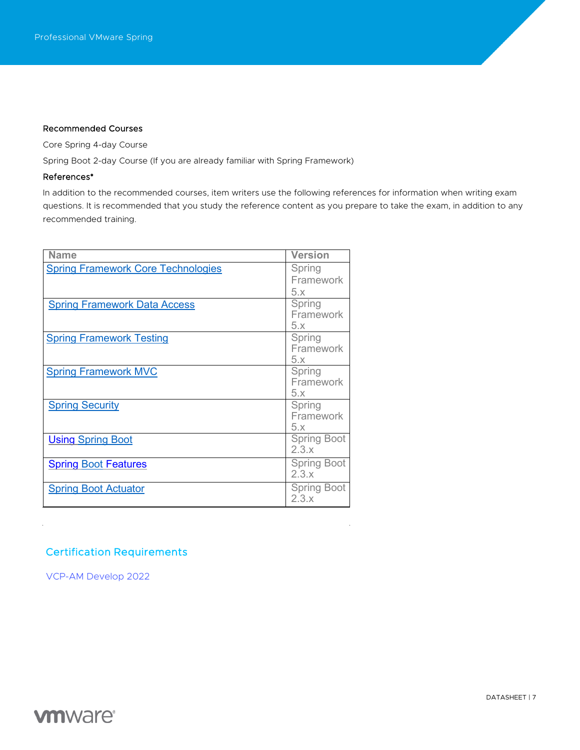### Recommended Courses

Core Spring 4-day Course

Spring Boot 2-day Course (If you are already familiar with Spring Framework)

### References*

In addition to the recommended courses, item writers use the following references for information when writing exam questions. It is recommended that you study the reference content as you prepare to take the exam, in addition to any recommended training.

| Name | Version |
| --- | --- |
| Spring Framework Core Technologies | Spring Framework 5.x |
| Spring Framework Data Access | Spring Framework 5.x |
| Spring Framework Testing | Spring Framework 5.x |
| Spring Framework MVC | Spring Framework 5.x |
| Spring Security | Spring Framework 5.x |
| Using Spring Boot | Spring Boot 2.3.x |
| Spring Boot Features | Spring Boot 2.3.x |
| Spring Boot Actuator | Spring Boot 2.3.x |

## Certification Requirements

VCP-AM Develop 2022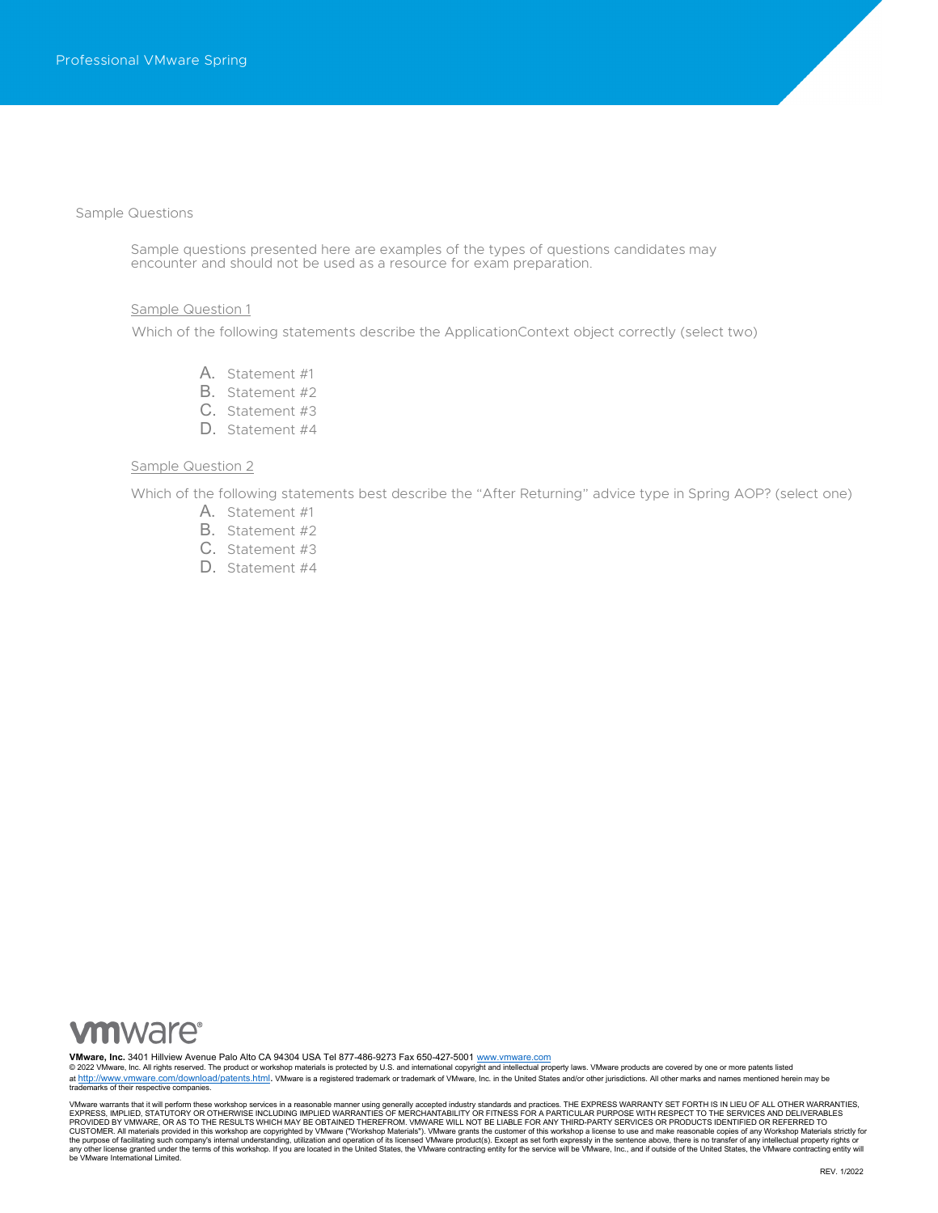## Sample Questions

Sample questions presented here are examples of the types of questions candidates may encounter and should not be used as a resource for exam preparation.

### Sample Question 1

Which of the following statements describe the ApplicationContext object correctly (select two)

A. Statement #1
B. Statement #2
C. Statement #3
D. Statement #4

### Sample Question 2

Which of the following statements best describe the "After Returning" advice type in Spring AOP? (select one)

A. Statement #1
B. Statement #2
C. Statement #3
D. Statement #4

**VMware, Inc.** 3401 Hillview Avenue Palo Alto CA 94304 USA Tel 877-486-9273 Fax 650-427-5001 www.vmware.com
© 2022 VMware, Inc. All rights reserved. The product or workshop materials is protected by U.S. and international copyright and intellectual property laws. VMware products are covered by one or more patents listed at http://www.vmware.com/download/patents.html. VMware is a registered trademark or trademark of VMware, Inc. in the United States and/or other jurisdictions. All other marks and names mentioned herein may be trademarks of their respective companies.

VMware warrants that it will perform these workshop services in a reasonable manner using generally accepted industry standards and practices. THE EXPRESS WARRANTY SET FORTH IS IN LIEU OF ALL OTHER WARRANTIES, EXPRESS, IMPLIED, STATUTORY OR OTHERWISE INCLUDING IMPLIED WARRANTIES OF MERCHANTABILITY OR FITNESS FOR A PARTICULAR PURPOSE WITH RESPECT TO THE SERVICES AND DELIVERABLES PROVIDED BY VMWARE, OR AS TO THE RESULTS WHICH MAY BE OBTAINED THEREFROM. VMWARE WILL NOT BE LIABLE FOR ANY THIRD-PARTY SERVICES OR PRODUCTS IDENTIFIED OR REFERRED TO CUSTOMER. All materials provided in this workshop are copyrighted by VMware ("Workshop Materials"). VMware grants the customer of this workshop a license to use and make reasonable copies of any Workshop Materials strictly for the purpose of facilitating such company's internal understanding, utilization and operation of its licensed VMware product(s). Except as set forth expressly in the sentence above, there is no transfer of any intellectual property rights or any other license granted under the terms of this workshop. If you are located in the United States, the VMware contracting entity for the service will be VMware, Inc., and if outside of the United States, the VMware contracting entity will be VMware International Limited.

REV. 1/2022